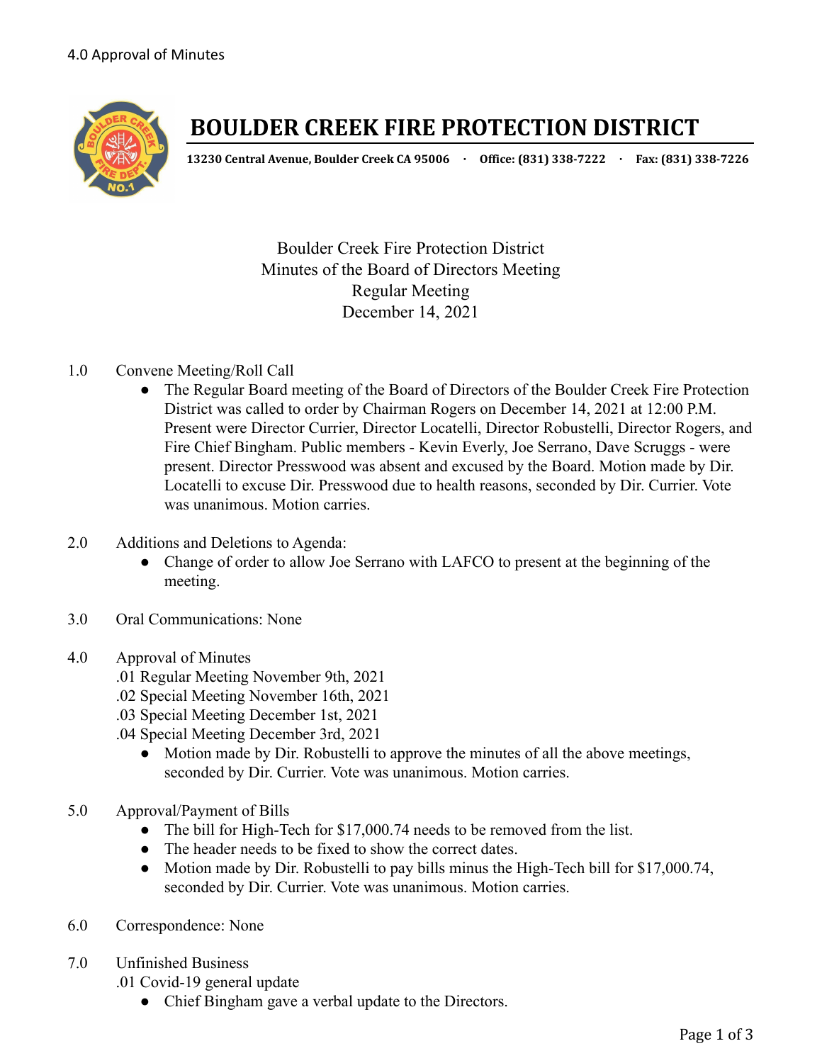4.0 Approval of Minutes

# BOULDER CREEK FIRE PROTECTION DISTRICT

**13230 Central Avenue, Boulder Creek CA 95006 · Office: (831) 338-7222 · Fax: (831) 338-7226**

Boulder Creek Fire Protection District
Minutes of the Board of Directors Meeting
Regular Meeting
December 14, 2021

1.0 Convene Meeting/Roll Call
- The Regular Board meeting of the Board of Directors of the Boulder Creek Fire Protection District was called to order by Chairman Rogers on December 14, 2021 at 12:00 P.M. Present were Director Currier, Director Locatelli, Director Robustelli, Director Rogers, and Fire Chief Bingham. Public members - Kevin Everly, Joe Serrano, Dave Scruggs - were present. Director Presswood was absent and excused by the Board. Motion made by Dir. Locatelli to excuse Dir. Presswood due to health reasons, seconded by Dir. Currier. Vote was unanimous. Motion carries.

2.0 Additions and Deletions to Agenda:
- Change of order to allow Joe Serrano with LAFCO to present at the beginning of the meeting.

3.0 Oral Communications: None

4.0 Approval of Minutes
.01 Regular Meeting November 9th, 2021
.02 Special Meeting November 16th, 2021
.03 Special Meeting December 1st, 2021
.04 Special Meeting December 3rd, 2021
- Motion made by Dir. Robustelli to approve the minutes of all the above meetings, seconded by Dir. Currier. Vote was unanimous. Motion carries.

5.0 Approval/Payment of Bills
- The bill for High-Tech for $17,000.74 needs to be removed from the list.
- The header needs to be fixed to show the correct dates.
- Motion made by Dir. Robustelli to pay bills minus the High-Tech bill for $17,000.74, seconded by Dir. Currier. Vote was unanimous. Motion carries.

6.0 Correspondence: None

7.0 Unfinished Business
.01 Covid-19 general update
- Chief Bingham gave a verbal update to the Directors.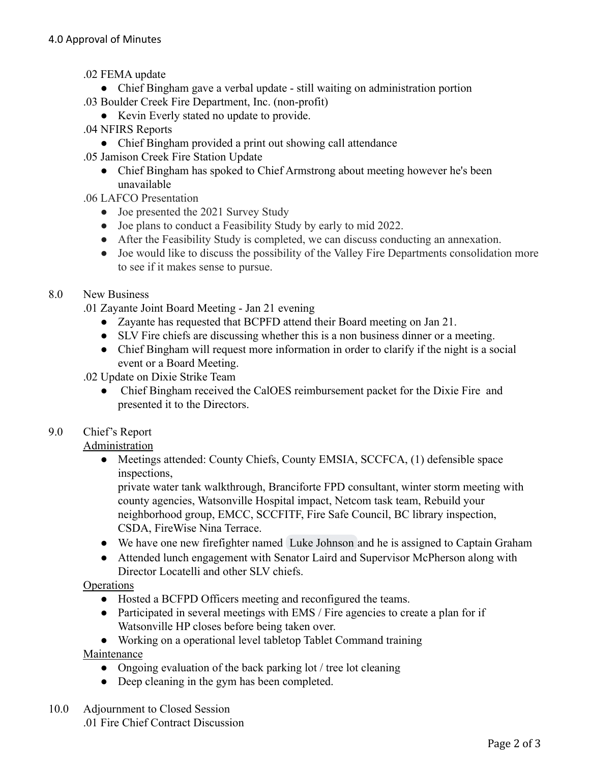4.0 Approval of Minutes

.02 FEMA update

- Chief Bingham gave a verbal update - still waiting on administration portion

.03 Boulder Creek Fire Department, Inc. (non-profit)

- Kevin Everly stated no update to provide.

.04 NFIRS Reports

- Chief Bingham provided a print out showing call attendance

.05 Jamison Creek Fire Station Update

- Chief Bingham has spoked to Chief Armstrong about meeting however he's been unavailable

.06 LAFCO Presentation

- Joe presented the 2021 Survey Study
- Joe plans to conduct a Feasibility Study by early to mid 2022.
- After the Feasibility Study is completed, we can discuss conducting an annexation.
- Joe would like to discuss the possibility of the Valley Fire Departments consolidation more to see if it makes sense to pursue.

8.0 New Business

.01 Zayante Joint Board Meeting - Jan 21 evening

- Zayante has requested that BCPFD attend their Board meeting on Jan 21.
- SLV Fire chiefs are discussing whether this is a non business dinner or a meeting.
- Chief Bingham will request more information in order to clarify if the night is a social event or a Board Meeting.

.02 Update on Dixie Strike Team

- Chief Bingham received the CalOES reimbursement packet for the Dixie Fire and presented it to the Directors.

9.0 Chief's Report

<u>Administration</u>

- Meetings attended: County Chiefs, County EMSIA, SCCFCA, (1) defensible space inspections,
  private water tank walkthrough, Branciforte FPD consultant, winter storm meeting with county agencies, Watsonville Hospital impact, Netcom task team, Rebuild your neighborhood group, EMCC, SCCFITF, Fire Safe Council, BC library inspection, CSDA, FireWise Nina Terrace.
- We have one new firefighter named Luke Johnson and he is assigned to Captain Graham
- Attended lunch engagement with Senator Laird and Supervisor McPherson along with Director Locatelli and other SLV chiefs.

<u>Operations</u>

- Hosted a BCFPD Officers meeting and reconfigured the teams.
- Participated in several meetings with EMS / Fire agencies to create a plan for if Watsonville HP closes before being taken over.
- Working on a operational level tabletop Tablet Command training

<u>Maintenance</u>

- Ongoing evaluation of the back parking lot / tree lot cleaning
- Deep cleaning in the gym has been completed.

10.0 Adjournment to Closed Session

.01 Fire Chief Contract Discussion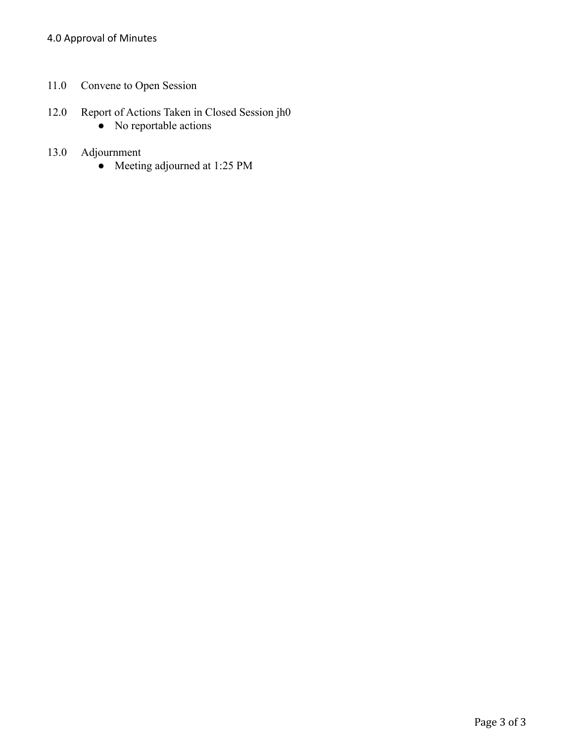4.0 Approval of Minutes

11.0 Convene to Open Session

12.0 Report of Actions Taken in Closed Session jh0
- No reportable actions

13.0 Adjournment
- Meeting adjourned at 1:25 PM